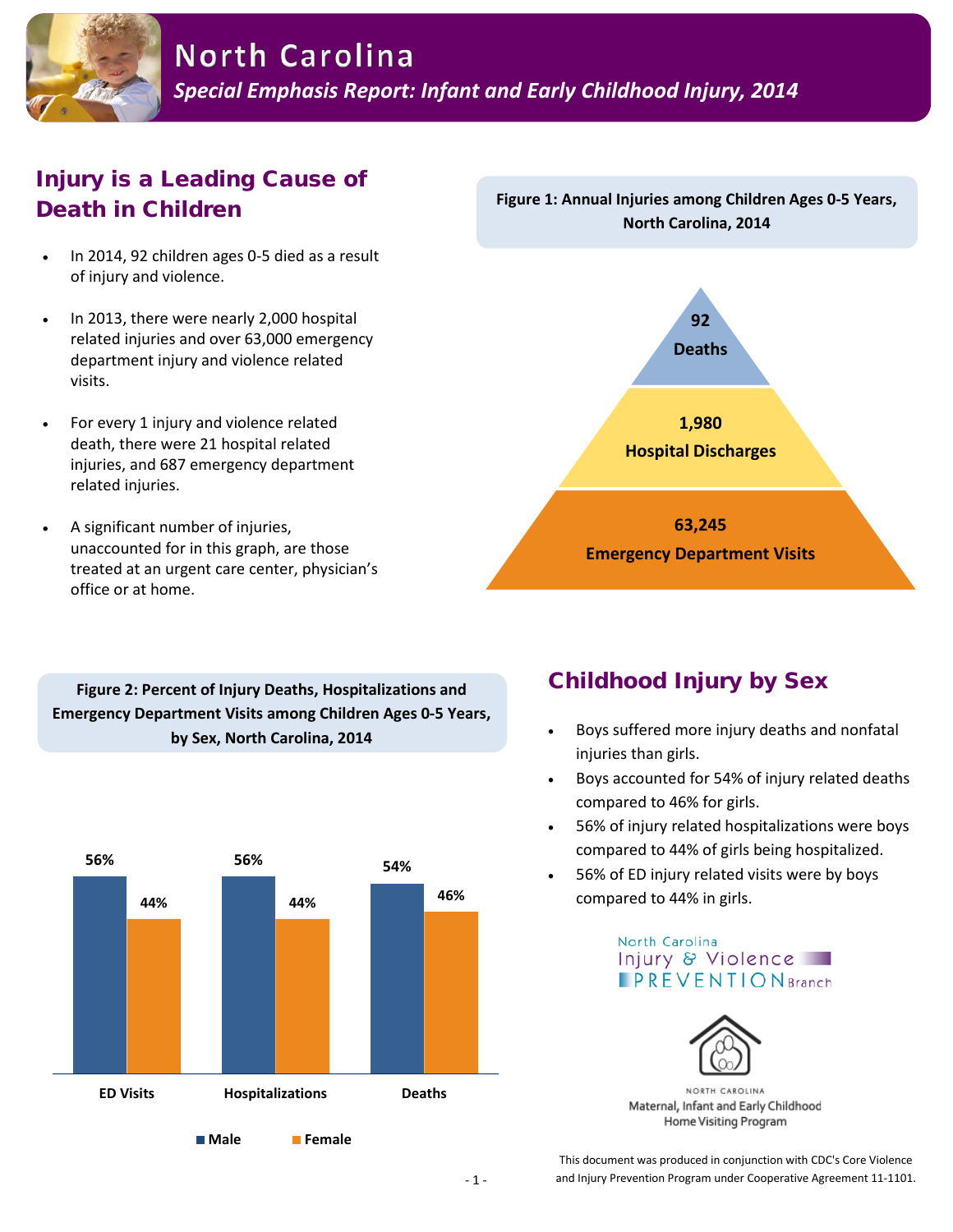# North Carolina

*Special Emphasis Report: Infant and Early Childhood Injury, 2014*

## Injury is a Leading Cause of Death in Children

- In 2014, 92 children ages 0-5 died as a result of injury and violence.
- In 2013, there were nearly 2,000 hospital related injuries and over 63,000 emergency department injury and violence related visits.
- For every 1 injury and violence related death, there were 21 hospital related injuries, and 687 emergency department related injuries.
- A significant number of injuries, unaccounted for in this graph, are those treated at an urgent care center, physician's office or at home.

**Figure 1: Annual Injuries among Children Ages 0-5 Years, North Carolina, 2014**

| Category | Count |
|---|---|
| Deaths | 92 |
| Hospital Discharges | 1,980 |
| Emergency Department Visits | 63,245 |

**Figure 2: Percent of Injury Deaths, Hospitalizations and Emergency Department Visits among Children Ages 0-5 Years, by Sex, North Carolina, 2014**

| | Male | Female |
|---|---|---|
| ED Visits | 56% | 44% |
| Hospitalizations | 56% | 44% |
| Deaths | 54% | 46% |

## Childhood Injury by Sex

- Boys suffered more injury deaths and nonfatal injuries than girls.
- Boys accounted for 54% of injury related deaths compared to 46% for girls.
- 56% of injury related hospitalizations were boys compared to 44% of girls being hospitalized.
- 56% of ED injury related visits were by boys compared to 44% in girls.

North Carolina Injury & Violence PREVENTION Branch

NORTH CAROLINA Maternal, Infant and Early Childhood Home Visiting Program

This document was produced in conjunction with CDC's Core Violence and Injury Prevention Program under Cooperative Agreement 11-1101.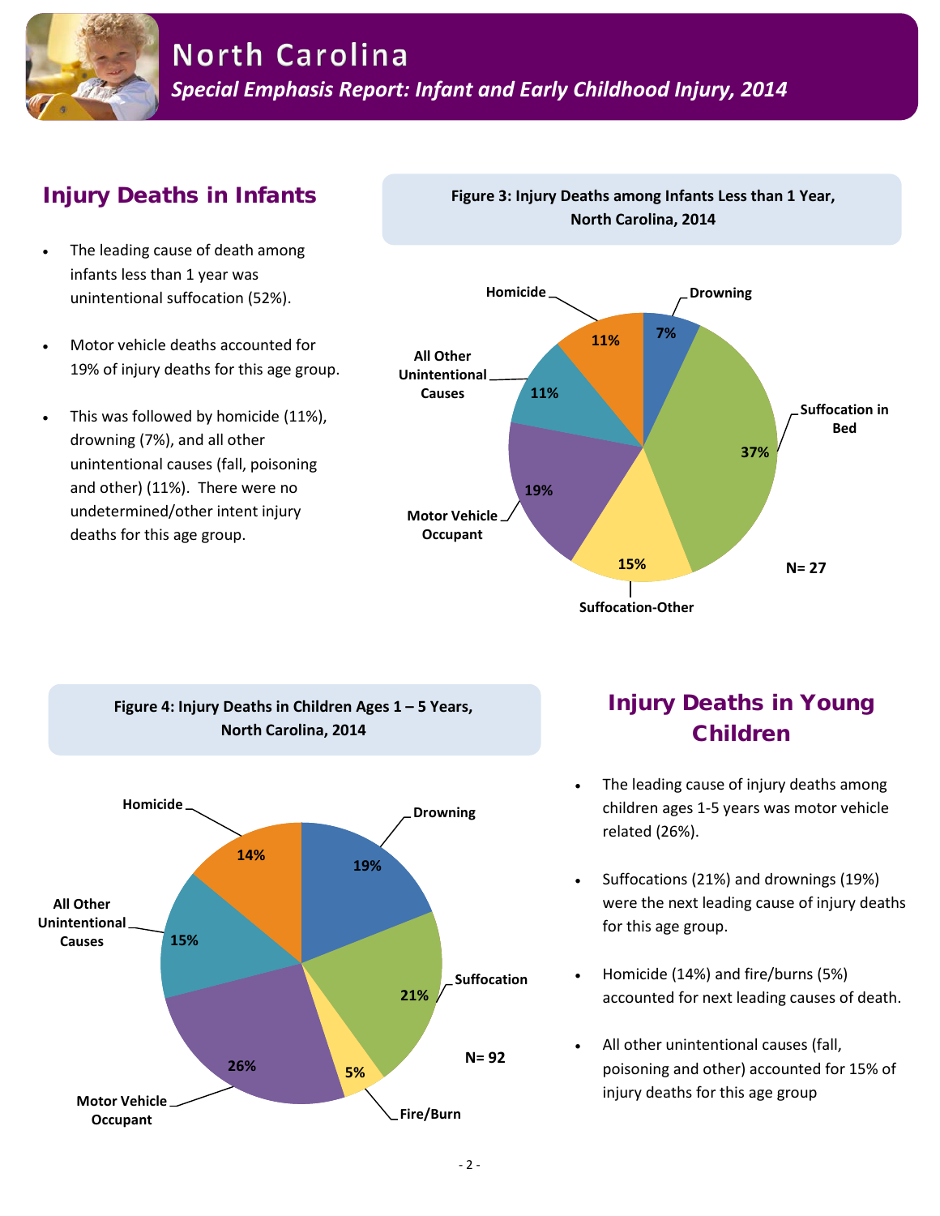# North Carolina

*Special Emphasis Report: Infant and Early Childhood Injury, 2014*

## Injury Deaths in Infants

- The leading cause of death among infants less than 1 year was unintentional suffocation (52%).
- Motor vehicle deaths accounted for 19% of injury deaths for this age group.
- This was followed by homicide (11%), drowning (7%), and all other unintentional causes (fall, poisoning and other) (11%). There were no undetermined/other intent injury deaths for this age group.

**Figure 3: Injury Deaths among Infants Less than 1 Year, North Carolina, 2014**

| Cause | Percent |
|---|---|
| Suffocation in Bed | 37% |
| Motor Vehicle Occupant | 19% |
| Suffocation-Other | 15% |
| Homicide | 11% |
| All Other Unintentional Causes | 11% |
| Drowning | 7% |

N= 27

**Figure 4: Injury Deaths in Children Ages 1 – 5 Years, North Carolina, 2014**

| Cause | Percent |
|---|---|
| Motor Vehicle Occupant | 26% |
| Suffocation | 21% |
| Drowning | 19% |
| All Other Unintentional Causes | 15% |
| Homicide | 14% |
| Fire/Burn | 5% |

N= 92

## Injury Deaths in Young Children

- The leading cause of injury deaths among children ages 1-5 years was motor vehicle related (26%).
- Suffocations (21%) and drownings (19%) were the next leading cause of injury deaths for this age group.
- Homicide (14%) and fire/burns (5%) accounted for next leading causes of death.
- All other unintentional causes (fall, poisoning and other) accounted for 15% of injury deaths for this age group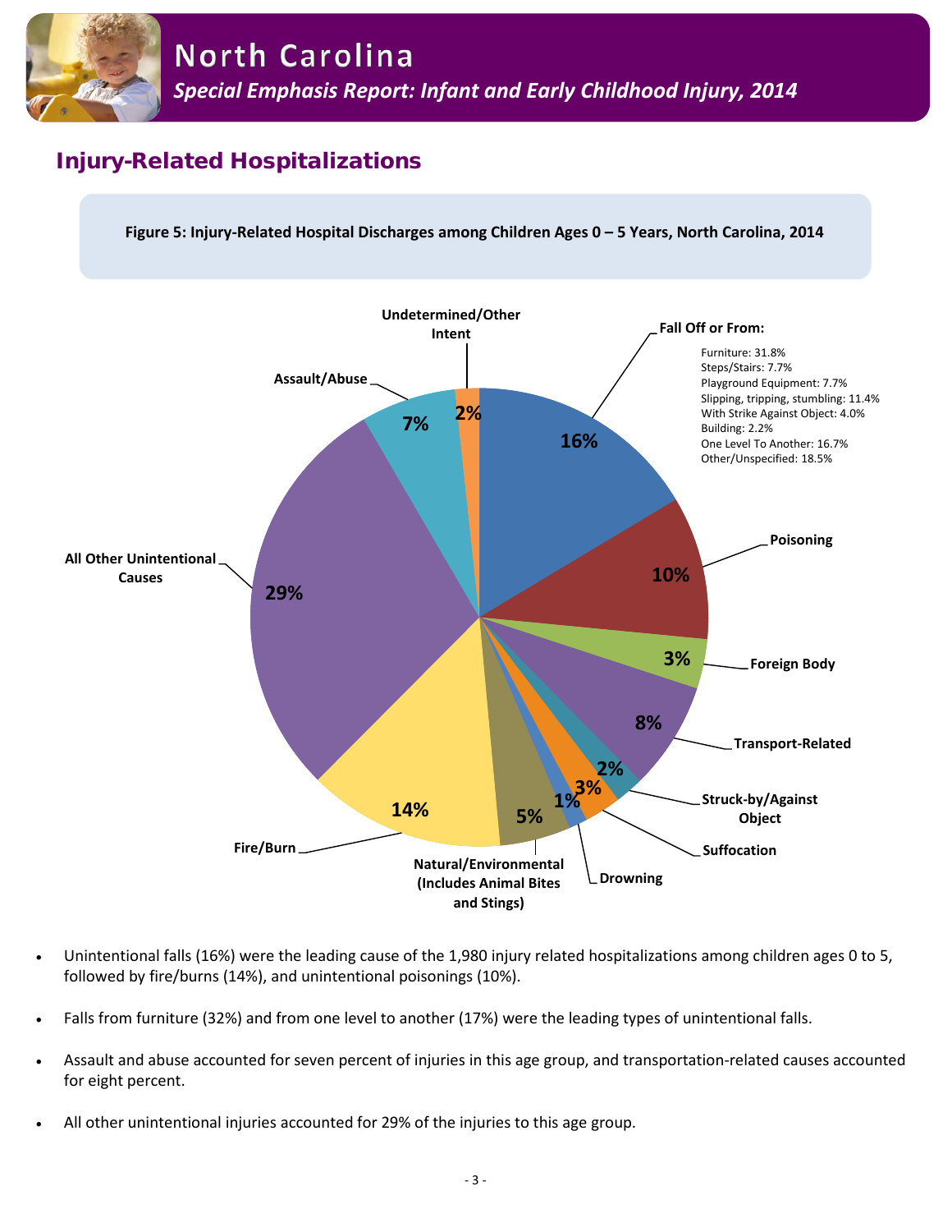## Injury-Related Hospitalizations

**Figure 5: Injury-Related Hospital Discharges among Children Ages 0 – 5 Years, North Carolina, 2014**

| Cause | Percent |
|---|---|
| Fall Off or From | 16% |
| Poisoning | 10% |
| Foreign Body | 3% |
| Transport-Related | 8% |
| Struck-by/Against Object | 2% |
| Suffocation | 3% |
| Drowning | 1% |
| Natural/Environmental (Includes Animal Bites and Stings) | 5% |
| Fire/Burn | 14% |
| All Other Unintentional Causes | 29% |
| Assault/Abuse | 7% |
| Undetermined/Other Intent | 2% |

**Fall Off or From:**

- Furniture: 31.8%
- Steps/Stairs: 7.7%
- Playground Equipment: 7.7%
- Slipping, tripping, stumbling: 11.4%
- With Strike Against Object: 4.0%
- Building: 2.2%
- One Level To Another: 16.7%
- Other/Unspecified: 18.5%

- Unintentional falls (16%) were the leading cause of the 1,980 injury related hospitalizations among children ages 0 to 5, followed by fire/burns (14%), and unintentional poisonings (10%).
- Falls from furniture (32%) and from one level to another (17%) were the leading types of unintentional falls.
- Assault and abuse accounted for seven percent of injuries in this age group, and transportation-related causes accounted for eight percent.
- All other unintentional injuries accounted for 29% of the injuries to this age group.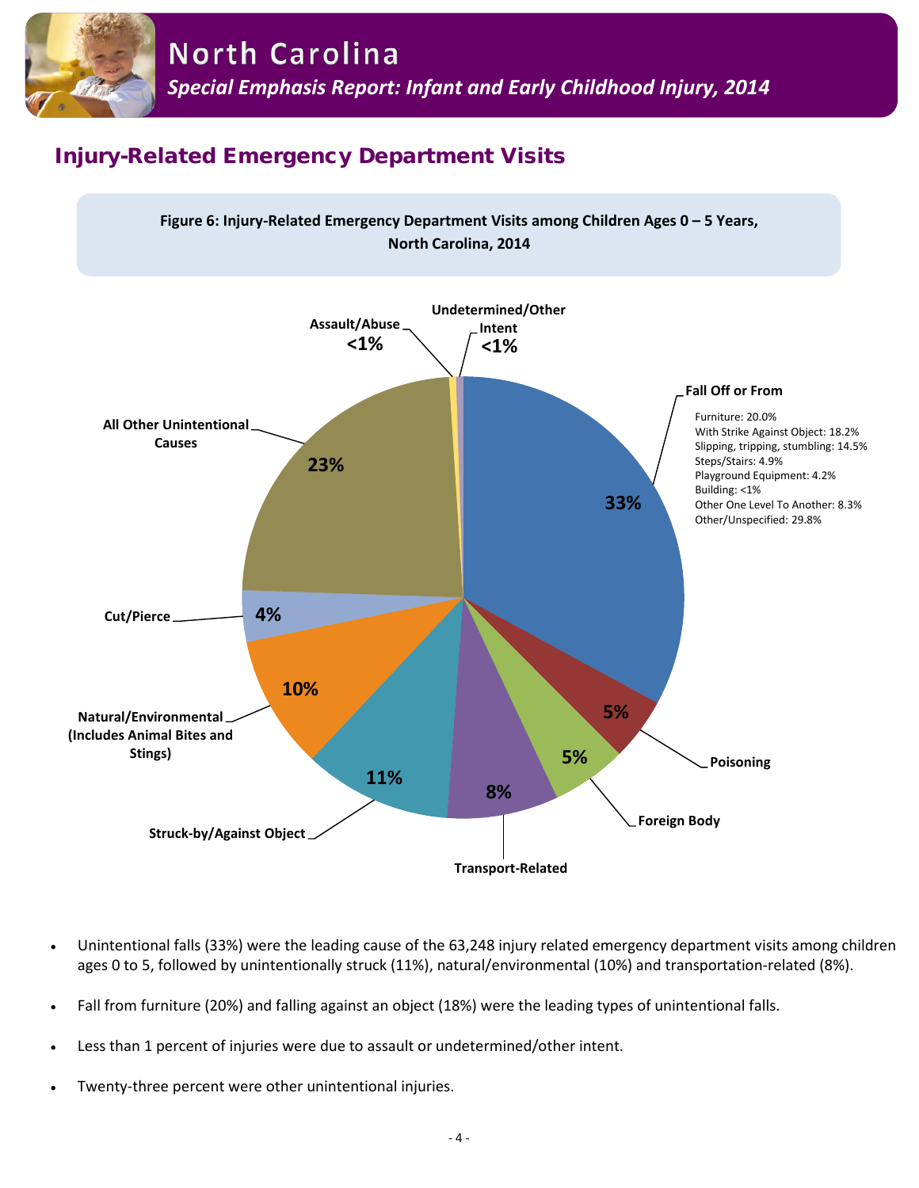# North Carolina

*Special Emphasis Report: Infant and Early Childhood Injury, 2014*

## Injury-Related Emergency Department Visits

**Figure 6: Injury-Related Emergency Department Visits among Children Ages 0 – 5 Years, North Carolina, 2014**

| Category | Percent |
| --- | --- |
| Fall Off or From | 33% |
| Poisoning | 5% |
| Foreign Body | 5% |
| Transport-Related | 8% |
| Struck-by/Against Object | 11% |
| Natural/Environmental (Includes Animal Bites and Stings) | 10% |
| Cut/Pierce | 4% |
| All Other Unintentional Causes | 23% |
| Assault/Abuse | <1% |
| Undetermined/Other Intent | <1% |

Fall Off or From:
- Furniture: 20.0%
- With Strike Against Object: 18.2%
- Slipping, tripping, stumbling: 14.5%
- Steps/Stairs: 4.9%
- Playground Equipment: 4.2%
- Building: <1%
- Other One Level To Another: 8.3%
- Other/Unspecified: 29.8%

- Unintentional falls (33%) were the leading cause of the 63,248 injury related emergency department visits among children ages 0 to 5, followed by unintentionally struck (11%), natural/environmental (10%) and transportation-related (8%).
- Fall from furniture (20%) and falling against an object (18%) were the leading types of unintentional falls.
- Less than 1 percent of injuries were due to assault or undetermined/other intent.
- Twenty-three percent were other unintentional injuries.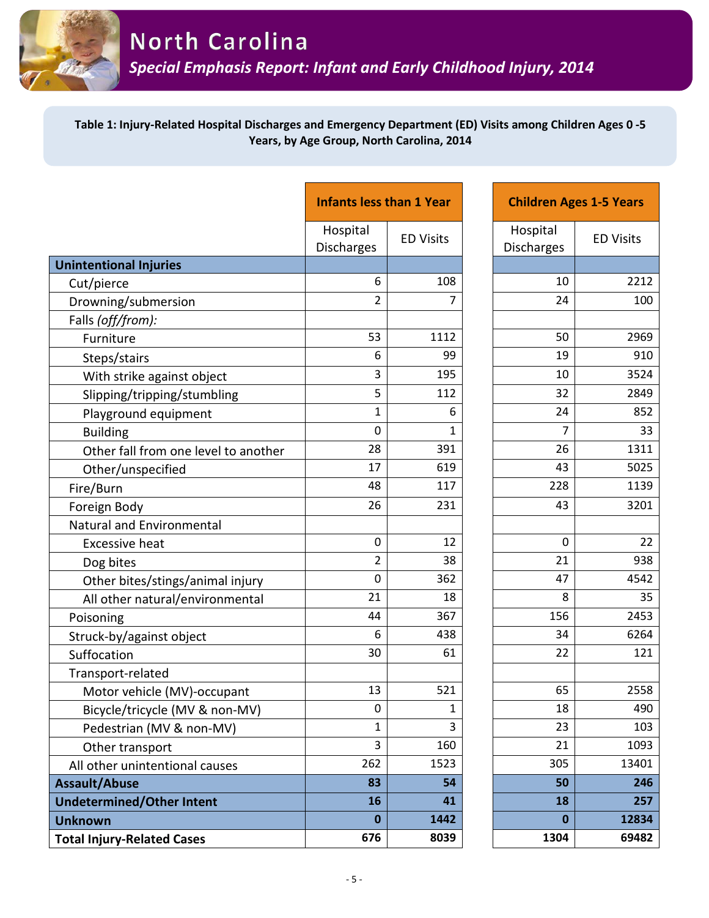# North Carolina

## *Special Emphasis Report: Infant and Early Childhood Injury, 2014*

**Table 1: Injury-Related Hospital Discharges and Emergency Department (ED) Visits among Children Ages 0 -5 Years, by Age Group, North Carolina, 2014**

| | Infants less than 1 Year | | Children Ages 1-5 Years | |
|---|---|---|---|---|
| | Hospital Discharges | ED Visits | Hospital Discharges | ED Visits |
| **Unintentional Injuries** | | | | |
| Cut/pierce | 6 | 108 | 10 | 2212 |
| Drowning/submersion | 2 | 7 | 24 | 100 |
| Falls *(off/from):* | | | | |
| Furniture | 53 | 1112 | 50 | 2969 |
| Steps/stairs | 6 | 99 | 19 | 910 |
| With strike against object | 3 | 195 | 10 | 3524 |
| Slipping/tripping/stumbling | 5 | 112 | 32 | 2849 |
| Playground equipment | 1 | 6 | 24 | 852 |
| Building | 0 | 1 | 7 | 33 |
| Other fall from one level to another | 28 | 391 | 26 | 1311 |
| Other/unspecified | 17 | 619 | 43 | 5025 |
| Fire/Burn | 48 | 117 | 228 | 1139 |
| Foreign Body | 26 | 231 | 43 | 3201 |
| Natural and Environmental | | | | |
| Excessive heat | 0 | 12 | 0 | 22 |
| Dog bites | 2 | 38 | 21 | 938 |
| Other bites/stings/animal injury | 0 | 362 | 47 | 4542 |
| All other natural/environmental | 21 | 18 | 8 | 35 |
| Poisoning | 44 | 367 | 156 | 2453 |
| Struck-by/against object | 6 | 438 | 34 | 6264 |
| Suffocation | 30 | 61 | 22 | 121 |
| Transport-related | | | | |
| Motor vehicle (MV)-occupant | 13 | 521 | 65 | 2558 |
| Bicycle/tricycle (MV & non-MV) | 0 | 1 | 18 | 490 |
| Pedestrian (MV & non-MV) | 1 | 3 | 23 | 103 |
| Other transport | 3 | 160 | 21 | 1093 |
| All other unintentional causes | 262 | 1523 | 305 | 13401 |
| **Assault/Abuse** | **83** | **54** | **50** | **246** |
| **Undetermined/Other Intent** | **16** | **41** | **18** | **257** |
| **Unknown** | **0** | **1442** | **0** | **12834** |
| **Total Injury-Related Cases** | **676** | **8039** | **1304** | **69482** |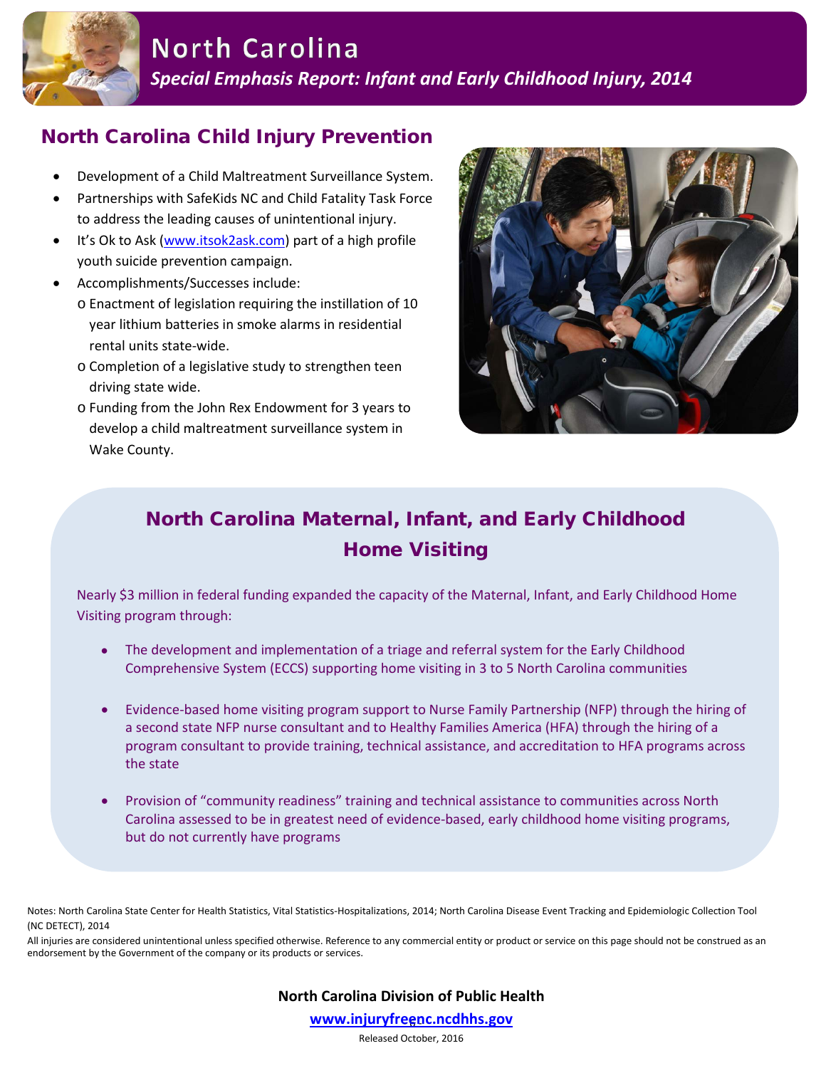# North Carolina

*Special Emphasis Report: Infant and Early Childhood Injury, 2014*

## North Carolina Child Injury Prevention

- Development of a Child Maltreatment Surveillance System.
- Partnerships with SafeKids NC and Child Fatality Task Force to address the leading causes of unintentional injury.
- It's Ok to Ask (www.itsok2ask.com) part of a high profile youth suicide prevention campaign.
- Accomplishments/Successes include:
  - Enactment of legislation requiring the instillation of 10 year lithium batteries in smoke alarms in residential rental units state-wide.
  - Completion of a legislative study to strengthen teen driving state wide.
  - Funding from the John Rex Endowment for 3 years to develop a child maltreatment surveillance system in Wake County.

## North Carolina Maternal, Infant, and Early Childhood Home Visiting

Nearly $3 million in federal funding expanded the capacity of the Maternal, Infant, and Early Childhood Home Visiting program through:

- The development and implementation of a triage and referral system for the Early Childhood Comprehensive System (ECCS) supporting home visiting in 3 to 5 North Carolina communities
- Evidence-based home visiting program support to Nurse Family Partnership (NFP) through the hiring of a second state NFP nurse consultant and to Healthy Families America (HFA) through the hiring of a program consultant to provide training, technical assistance, and accreditation to HFA programs across the state
- Provision of "community readiness" training and technical assistance to communities across North Carolina assessed to be in greatest need of evidence-based, early childhood home visiting programs, but do not currently have programs

Notes: North Carolina State Center for Health Statistics, Vital Statistics-Hospitalizations, 2014; North Carolina Disease Event Tracking and Epidemiologic Collection Tool (NC DETECT), 2014

All injuries are considered unintentional unless specified otherwise. Reference to any commercial entity or product or service on this page should not be construed as an endorsement by the Government of the company or its products or services.

**North Carolina Division of Public Health**

**www.injuryfreenc.ncdhhs.gov**

Released October, 2016